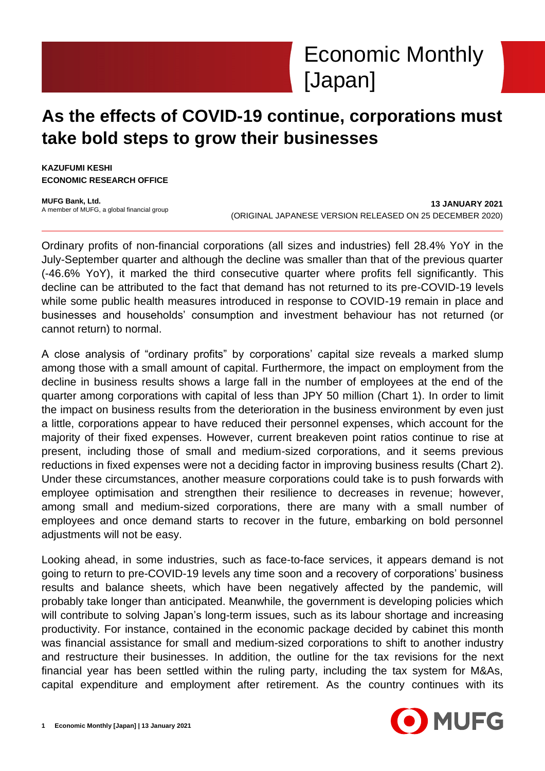# Economic Monthly [Japan]

## As the effects of COVID-19 continue, corporations must take bold steps to grow their businesses

**KAZUFUMI KESHI**
**ECONOMIC RESEARCH OFFICE**

**MUFG Bank, Ltd.**
A member of MUFG, a global financial group

**13 JANUARY 2021**
(ORIGINAL JAPANESE VERSION RELEASED ON 25 DECEMBER 2020)

Ordinary profits of non-financial corporations (all sizes and industries) fell 28.4% YoY in the July-September quarter and although the decline was smaller than that of the previous quarter (-46.6% YoY), it marked the third consecutive quarter where profits fell significantly. This decline can be attributed to the fact that demand has not returned to its pre-COVID-19 levels while some public health measures introduced in response to COVID-19 remain in place and businesses and households' consumption and investment behaviour has not returned (or cannot return) to normal.

A close analysis of "ordinary profits" by corporations' capital size reveals a marked slump among those with a small amount of capital. Furthermore, the impact on employment from the decline in business results shows a large fall in the number of employees at the end of the quarter among corporations with capital of less than JPY 50 million (Chart 1). In order to limit the impact on business results from the deterioration in the business environment by even just a little, corporations appear to have reduced their personnel expenses, which account for the majority of their fixed expenses. However, current breakeven point ratios continue to rise at present, including those of small and medium-sized corporations, and it seems previous reductions in fixed expenses were not a deciding factor in improving business results (Chart 2). Under these circumstances, another measure corporations could take is to push forwards with employee optimisation and strengthen their resilience to decreases in revenue; however, among small and medium-sized corporations, there are many with a small number of employees and once demand starts to recover in the future, embarking on bold personnel adjustments will not be easy.

Looking ahead, in some industries, such as face-to-face services, it appears demand is not going to return to pre-COVID-19 levels any time soon and a recovery of corporations' business results and balance sheets, which have been negatively affected by the pandemic, will probably take longer than anticipated. Meanwhile, the government is developing policies which will contribute to solving Japan's long-term issues, such as its labour shortage and increasing productivity. For instance, contained in the economic package decided by cabinet this month was financial assistance for small and medium-sized corporations to shift to another industry and restructure their businesses. In addition, the outline for the tax revisions for the next financial year has been settled within the ruling party, including the tax system for M&As, capital expenditure and employment after retirement. As the country continues with its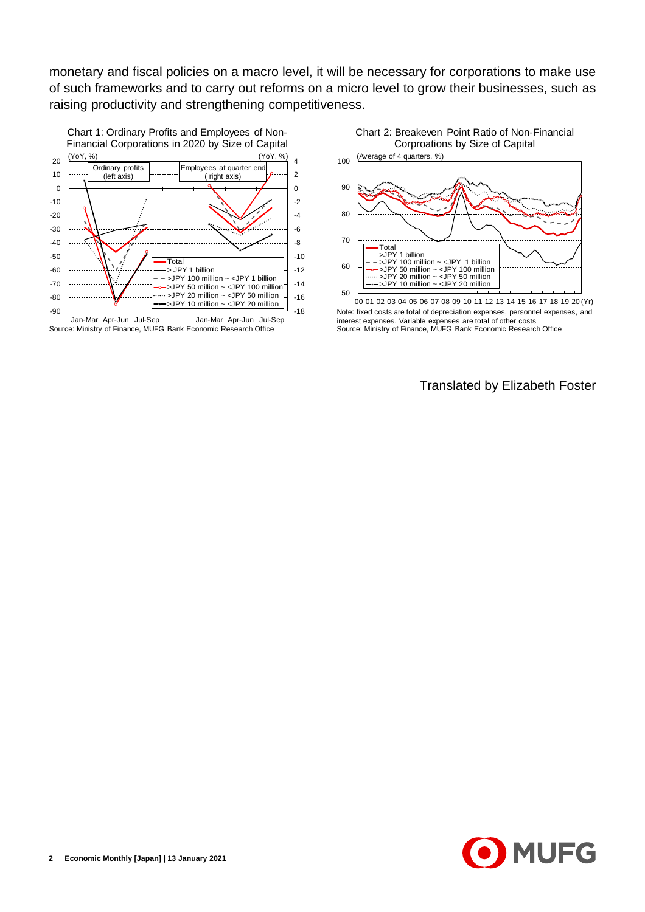monetary and fiscal policies on a macro level, it will be necessary for corporations to make use of such frameworks and to carry out reforms on a micro level to grow their businesses, such as raising productivity and strengthening competitiveness.

Chart 1: Ordinary Profits and Employees of Non-Financial Corporations in 2020 by Size of Capital

Source: Ministry of Finance, MUFG Bank Economic Research Office

Chart 2: Breakeven Point Ratio of Non-Financial Corproations by Size of Capital

Note: fixed costs are total of depreciation expenses, personnel expenses, and interest expenses. Variable expenses are total of other costs

Source: Ministry of Finance, MUFG Bank Economic Research Office

Translated by Elizabeth Foster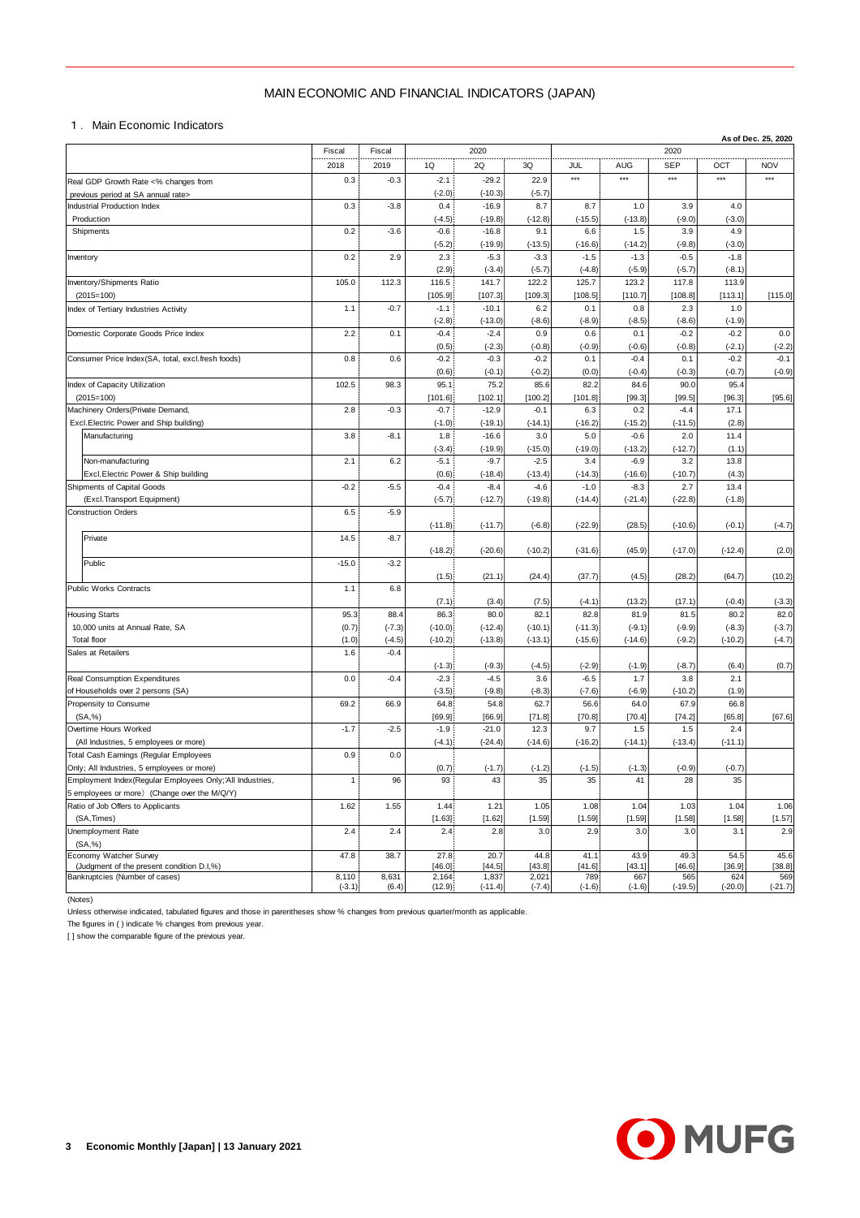# MAIN ECONOMIC AND FINANCIAL INDICATORS (JAPAN)

## 1. Main Economic Indicators

As of Dec. 25, 2020

| | Fiscal 2018 | Fiscal 2019 | 2020 1Q | 2020 2Q | 2020 3Q | 2020 JUL | 2020 AUG | 2020 SEP | 2020 OCT | 2020 NOV |
|---|---|---|---|---|---|---|---|---|---|---|
| Real GDP Growth Rate <% changes from previous period at SA annual rate> | 0.3 | -0.3 | -2.1 | -29.2 | 22.9 | *** | *** | *** | *** | *** |
| | | | (-2.0) | (-10.3) | (-5.7) | | | | | |
| Industrial Production Index Production | 0.3 | -3.8 | 0.4 | -16.9 | 8.7 | 8.7 | 1.0 | 3.9 | 4.0 | |
| | | | (-4.5) | (-19.8) | (-12.8) | (-15.5) | (-13.8) | (-9.0) | (-3.0) | |
| Shipments | 0.2 | -3.6 | -0.6 | -16.8 | 9.1 | 6.6 | 1.5 | 3.9 | 4.9 | |
| | | | (-5.2) | (-19.9) | (-13.5) | (-16.6) | (-14.2) | (-9.8) | (-3.0) | |
| Inventory | 0.2 | 2.9 | 2.3 | -5.3 | -3.3 | -1.5 | -1.3 | -0.5 | -1.8 | |
| | | | (2.9) | (-3.4) | (-5.7) | (-4.8) | (-5.9) | (-5.7) | (-8.1) | |
| Inventory/Shipments Ratio (2015=100) | 105.0 | 112.3 | 116.5 | 141.7 | 122.2 | 125.7 | 123.2 | 117.8 | 113.9 | |
| | | | [105.9] | [107.3] | [109.3] | [108.5] | [110.7] | [108.8] | [113.1] | [115.0] |
| Index of Tertiary Industries Activity | 1.1 | -0.7 | -1.1 | -10.1 | 6.2 | 0.1 | 0.8 | 2.3 | 1.0 | |
| | | | (-2.8) | (-13.0) | (-8.6) | (-8.9) | (-8.5) | (-8.6) | (-1.9) | |
| Domestic Corporate Goods Price Index | 2.2 | 0.1 | -0.4 | -2.4 | 0.9 | 0.6 | 0.1 | -0.2 | -0.2 | 0.0 |
| | | | (0.5) | (-2.3) | (-0.8) | (-0.9) | (-0.6) | (-0.8) | (-2.1) | (-2.2) |
| Consumer Price Index(SA, total, excl.fresh foods) | 0.8 | 0.6 | -0.2 | -0.3 | -0.2 | 0.1 | -0.4 | 0.1 | -0.2 | -0.1 |
| | | | (0.6) | (-0.1) | (-0.2) | (0.0) | (-0.4) | (-0.3) | (-0.7) | (-0.9) |
| Index of Capacity Utilization (2015=100) | 102.5 | 98.3 | 95.1 | 75.2 | 85.6 | 82.2 | 84.6 | 90.0 | 95.4 | |
| | | | [101.6] | [102.1] | [100.2] | [101.8] | [99.3] | [99.5] | [96.3] | [95.6] |
| Machinery Orders(Private Demand, Excl.Electric Power and Ship building) | 2.8 | -0.3 | -0.7 | -12.9 | -0.1 | 6.3 | 0.2 | -4.4 | 17.1 | |
| | | | (-1.0) | (-19.1) | (-14.1) | (-16.2) | (-15.2) | (-11.5) | (2.8) | |
| Manufacturing | 3.8 | -8.1 | 1.8 | -16.6 | 3.0 | 5.0 | -0.6 | 2.0 | 11.4 | |
| | | | (-3.4) | (-19.9) | (-15.0) | (-19.0) | (-13.2) | (-12.7) | (1.1) | |
| Non-manufacturing Excl.Electric Power & Ship building | 2.1 | 6.2 | -5.1 | -9.7 | -2.5 | 3.4 | -6.9 | 3.2 | 13.8 | |
| | | | (0.6) | (-18.4) | (-13.4) | (-14.3) | (-16.6) | (-10.7) | (4.3) | |
| Shipments of Capital Goods (Excl.Transport Equipment) | -0.2 | -5.5 | -0.4 | -8.4 | -4.6 | -1.0 | -8.3 | 2.7 | 13.4 | |
| | | | (-5.7) | (-12.7) | (-19.8) | (-14.4) | (-21.4) | (-22.8) | (-1.8) | |
| Construction Orders | 6.5 | -5.9 | | | | | | | | |
| | | | (-11.8) | (-11.7) | (-6.8) | (-22.9) | (28.5) | (-10.6) | (-0.1) | (-4.7) |
| Private | 14.5 | -8.7 | | | | | | | | |
| | | | (-18.2) | (-20.6) | (-10.2) | (-31.6) | (45.9) | (-17.0) | (-12.4) | (2.0) |
| Public | -15.0 | -3.2 | | | | | | | | |
| | | | (1.5) | (21.1) | (24.4) | (37.7) | (4.5) | (28.2) | (64.7) | (10.2) |
| Public Works Contracts | 1.1 | 6.8 | | | | | | | | |
| | | | (7.1) | (3.4) | (7.5) | (-4.1) | (13.2) | (17.1) | (-0.4) | (-3.3) |
| Housing Starts 10,000 units at Annual Rate, SA | 95.3 | 88.4 | 86.3 | 80.0 | 82.1 | 82.8 | 81.9 | 81.5 | 80.2 | 82.0 |
| | (0.7) | (-7.3) | (-10.0) | (-12.4) | (-10.1) | (-11.3) | (-9.1) | (-9.9) | (-8.3) | (-3.7) |
| Total floor | (1.0) | (-4.5) | (-10.2) | (-13.8) | (-13.1) | (-15.6) | (-14.6) | (-9.2) | (-10.2) | (-4.7) |
| Sales at Retailers | 1.6 | -0.4 | | | | | | | | |
| | | | (-1.3) | (-9.3) | (-4.5) | (-2.9) | (-1.9) | (-8.7) | (6.4) | (0.7) |
| Real Consumption Expenditures of Households over 2 persons (SA) | 0.0 | -0.4 | -2.3 | -4.5 | 3.6 | -6.5 | 1.7 | 3.8 | 2.1 | |
| | | | (-3.5) | (-9.8) | (-8.3) | (-7.6) | (-6.9) | (-10.2) | (1.9) | |
| Propensity to Consume (SA,%) | 69.2 | 66.9 | 64.8 | 54.8 | 62.7 | 56.6 | 64.0 | 67.9 | 66.8 | |
| | | | [69.9] | [66.9] | [71.8] | [70.8] | [70.4] | [74.2] | [65.8] | [67.6] |
| Overtime Hours Worked (All Industries, 5 employees or more) | -1.7 | -2.5 | -1.9 | -21.0 | 12.3 | 9.7 | 1.5 | 1.5 | 2.4 | |
| | | | (-4.1) | (-24.4) | (-14.6) | (-16.2) | (-14.1) | (-13.4) | (-11.1) | |
| Total Cash Earnings (Regular Employees Only; All Industries, 5 employees or more) | 0.9 | 0.0 | | | | | | | | |
| | | | (0.7) | (-1.7) | (-1.2) | (-1.5) | (-1.3) | (-0.9) | (-0.7) | |
| Employment Index(Regular Employees Only;All Industries, 5 employees or more) (Change over the M/Q/Y) | 1 | 96 | 93 | 43 | 35 | 35 | 41 | 28 | 35 | |
| Ratio of Job Offers to Applicants (SA,Times) | 1.62 | 1.55 | 1.44 | 1.21 | 1.05 | 1.08 | 1.04 | 1.03 | 1.04 | 1.06 |
| | | | [1.63] | [1.62] | [1.59] | [1.59] | [1.59] | [1.58] | [1.58] | [1.57] |
| Unemployment Rate (SA,%) | 2.4 | 2.4 | 2.4 | 2.8 | 3.0 | 2.9 | 3.0 | 3.0 | 3.1 | 2.9 |
| Economy Watcher Survey (Judgment of the present condition D.I,%) | 47.8 | 38.7 | 27.8 | 20.7 | 44.8 | 41.1 | 43.9 | 49.3 | 54.5 | 45.6 |
| | | | [46.0] | [44.5] | [43.8] | [41.6] | [43.1] | [46.6] | [36.9] | [38.8] |
| Bankruptcies (Number of cases) | 8,110 | 8,631 | 2,164 | 1,837 | 2,021 | 789 | 667 | 565 | 624 | 569 |
| | (-3.1) | (6.4) | (12.9) | (-11.4) | (-7.4) | (-1.6) | (-1.6) | (-19.5) | (-20.0) | (-21.7) |

(Notes)

Unless otherwise indicated, tabulated figures and those in parentheses show % changes from previous quarter/month as applicable.

The figures in ( ) indicate % changes from previous year.

[ ] show the comparable figure of the previous year.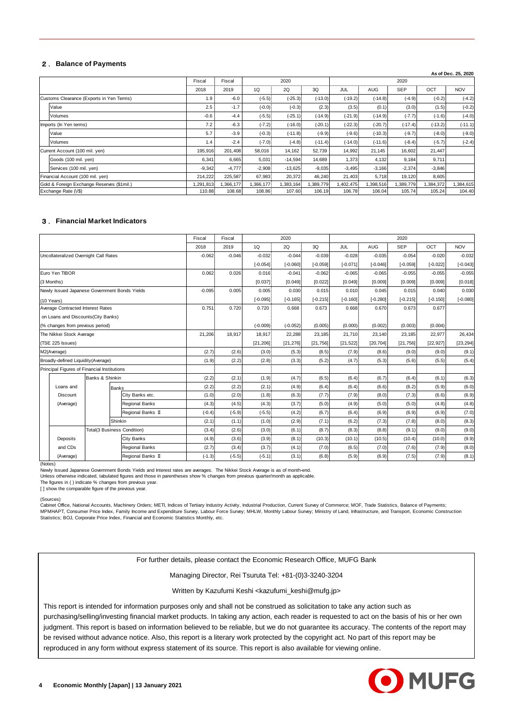## 2. Balance of Payments

As of Dec. 25, 2020

| | Fiscal 2018 | Fiscal 2019 | 2020 1Q | 2020 2Q | 2020 3Q | 2020 JUL | 2020 AUG | 2020 SEP | 2020 OCT | 2020 NOV |
|---|---|---|---|---|---|---|---|---|---|---|
| Customs Clearance (Exports in Yen Terms) | 1.9 | -6.0 | (-5.5) | (-25.3) | (-13.0) | (-19.2) | (-14.8) | (-4.9) | (-0.2) | (-4.2) |
| Value | 2.5 | -1.7 | (-0.0) | (-0.3) | (2.3) | (3.5) | (0.1) | (3.0) | (1.5) | (-0.2) |
| Volumes | -0.6 | -4.4 | (-5.5) | (-25.1) | (-14.9) | (-21.9) | (-14.9) | (-7.7) | (-1.6) | (-4.0) |
| Imports (In Yen terms) | 7.2 | -6.3 | (-7.2) | (-16.0) | (-20.1) | (-22.3) | (-20.7) | (-17.4) | (-13.2) | (-11.1) |
| Value | 5.7 | -3.9 | (-0.3) | (-11.8) | (-9.9) | (-9.6) | (-10.3) | (-9.7) | (-8.0) | (-9.0) |
| Volumes | 1.4 | -2.4 | (-7.0) | (-4.8) | (-11.4) | (-14.0) | (-11.6) | (-8.4) | (-5.7) | (-2.4) |
| Current Account (100 mil. yen) | 195,916 | 201,408 | 58,016 | 14,162 | 52,739 | 14,992 | 21,145 | 16,602 | 21,447 | |
| Goods (100 mil. yen) | 6,341 | 6,665 | 5,031 | -14,594 | 14,689 | 1,373 | 4,132 | 9,184 | 9,711 | |
| Services (100 mil. yen) | -9,342 | -4,777 | -2,908 | -13,625 | -9,035 | -3,495 | -3,166 | -2,374 | -3,846 | |
| Financial Account (100 mil. yen) | 214,222 | 225,587 | 67,983 | 20,372 | 46,240 | 21,403 | 5,718 | 19,120 | 8,605 | |
| Gold & Foreign Exchange Reserves ($1mil.) | 1,291,813 | 1,366,177 | 1,366,177 | 1,383,164 | 1,389,779 | 1,402,475 | 1,398,516 | 1,389,779 | 1,384,372 | 1,384,615 |
| Exchange Rate (\/$) | 110.88 | 108.68 | 108.86 | 107.60 | 106.19 | 106.78 | 106.04 | 105.74 | 105.24 | 104.40 |

## 3. Financial Market Indicators

| | Fiscal 2018 | Fiscal 2019 | 2020 1Q | 2020 2Q | 2020 3Q | 2020 JUL | 2020 AUG | 2020 SEP | 2020 OCT | 2020 NOV |
|---|---|---|---|---|---|---|---|---|---|---|
| Uncollateralized Overnight Call Rates | -0.062 | -0.046 | -0.032 | -0.044 | -0.039 | -0.028 | -0.035 | -0.054 | -0.020 | -0.032 |
| | | | [-0.054] | [-0.060] | [-0.059] | [-0.071] | [-0.046] | [-0.059] | [-0.022] | [-0.043] |
| Euro Yen TIBOR (3 Months) | 0.062 | 0.026 | 0.016 | -0.041 | -0.062 | -0.065 | -0.065 | -0.055 | -0.055 | -0.055 |
| | | | [0.037] | [0.049] | [0.022] | [0.049] | [0.009] | [0.009] | [0.009] | [0.018] |
| Newly Issued Japanese Government Bonds Yields (10 Years) | -0.095 | 0.005 | 0.005 | 0.030 | 0.015 | 0.010 | 0.045 | 0.015 | 0.040 | 0.030 |
| | | | [-0.095] | [-0.165] | [-0.215] | [-0.160] | [-0.280] | [-0.215] | [-0.150] | [-0.080] |
| Average Contracted Interest Rates on Loans and Discounts(City Banks) | 0.751 | 0.720 | 0.720 | 0.668 | 0.673 | 0.668 | 0.670 | 0.673 | 0.677 | |
| (% changes from previous period) | | | (-0.009) | (-0.052) | (0.005) | (0.000) | (0.002) | (0.003) | (0.004) | |
| The Nikkei Stock Average (TSE 225 Issues) | 21,206 | 18,917 | 18,917 | 22,288 | 23,185 | 21,710 | 23,140 | 23,185 | 22,977 | 26,434 |
| | | | [21,206] | [21,276] | [21,756] | [21,522] | [20,704] | [21,756] | [22,927] | [23,294] |
| M2(Average) | (2.7) | (2.6) | (3.0) | (5.3) | (8.5) | (7.9) | (8.6) | (9.0) | (9.0) | (9.1) |
| Broadly-defined Liquidity(Average) | (1.9) | (2.2) | (2.8) | (3.3) | (5.2) | (4.7) | (5.3) | (5.6) | (5.5) | (5.4) |
| Principal Figures of Financial Institutions | | | | | | | | | | |
| Loans and Discount (Average): Banks & Shinkin | (2.2) | (2.1) | (1.9) | (4.7) | (6.5) | (6.4) | (6.7) | (6.4) | (6.1) | (6.3) |
| Banks | (2.2) | (2.2) | (2.1) | (4.9) | (6.4) | (6.4) | (6.6) | (6.2) | (5.9) | (6.0) |
| City Banks etc. | (1.0) | (2.0) | (1.8) | (6.3) | (7.7) | (7.9) | (8.0) | (7.3) | (6.6) | (6.9) |
| Regional Banks | (4.3) | (4.5) | (4.3) | (3.7) | (5.0) | (4.9) | (5.0) | (5.0) | (4.8) | (4.8) |
| Regional Banks II | (-0.4) | (-5.9) | (-5.5) | (4.2) | (6.7) | (6.4) | (6.9) | (6.9) | (6.9) | (7.0) |
| Shinkin | (2.1) | (1.1) | (1.0) | (2.9) | (7.1) | (6.2) | (7.3) | (7.8) | (8.0) | (8.3) |
| Deposits and CDs (Average): Total(3 Business Condition) | (3.4) | (2.6) | (3.0) | (6.1) | (8.7) | (8.3) | (8.8) | (9.1) | (9.0) | (9.0) |
| City Banks | (4.9) | (3.6) | (3.9) | (8.1) | (10.3) | (10.1) | (10.5) | (10.4) | (10.0) | (9.9) |
| Regional Banks | (2.7) | (3.4) | (3.7) | (4.1) | (7.0) | (6.5) | (7.0) | (7.6) | (7.9) | (8.0) |
| Regional Banks II | (-1.3) | (-5.5) | (-5.1) | (3.1) | (6.8) | (5.9) | (6.9) | (7.5) | (7.9) | (8.1) |

(Notes)
Newly Issued Japanese Government Bonds Yields and Interest rates are averages. The Nikkei Stock Average is as of month-end.
Unless otherwise indicated, tabulated figures and those in parentheses show % changes from previous quarter/month as applicable.
The figures in ( ) indicate % changes from previous year.
[ ] show the comparable figure of the previous year.

(Sources)
Cabinet Office, National Accounts, Machinery Orders; METI, Indices of Tertiary Industry Activity, Industrial Production, Current Survey of Commerce; MOF, Trade Statistics, Balance of Payments; MPMHAPT, Consumer Price Index, Family Income and Expenditure Survey, Labour Force Survey; MHLW, Monthly Labour Survey; Ministry of Land, Infrastructure, and Transport, Economic Construction Statistics; BOJ, Corporate Price Index, Financial and Economic Statistics Monthly, etc.

For further details, please contact the Economic Research Office, MUFG Bank

Managing Director, Rei Tsuruta Tel: +81-(0)3-3240-3204

Written by Kazufumi Keshi <kazufumi_keshi@mufg.jp>

This report is intended for information purposes only and shall not be construed as solicitation to take any action such as purchasing/selling/investing financial market products. In taking any action, each reader is requested to act on the basis of his or her own judgment. This report is based on information believed to be reliable, but we do not guarantee its accuracy. The contents of the report may be revised without advance notice. Also, this report is a literary work protected by the copyright act. No part of this report may be reproduced in any form without express statement of its source. This report is also available for viewing online.